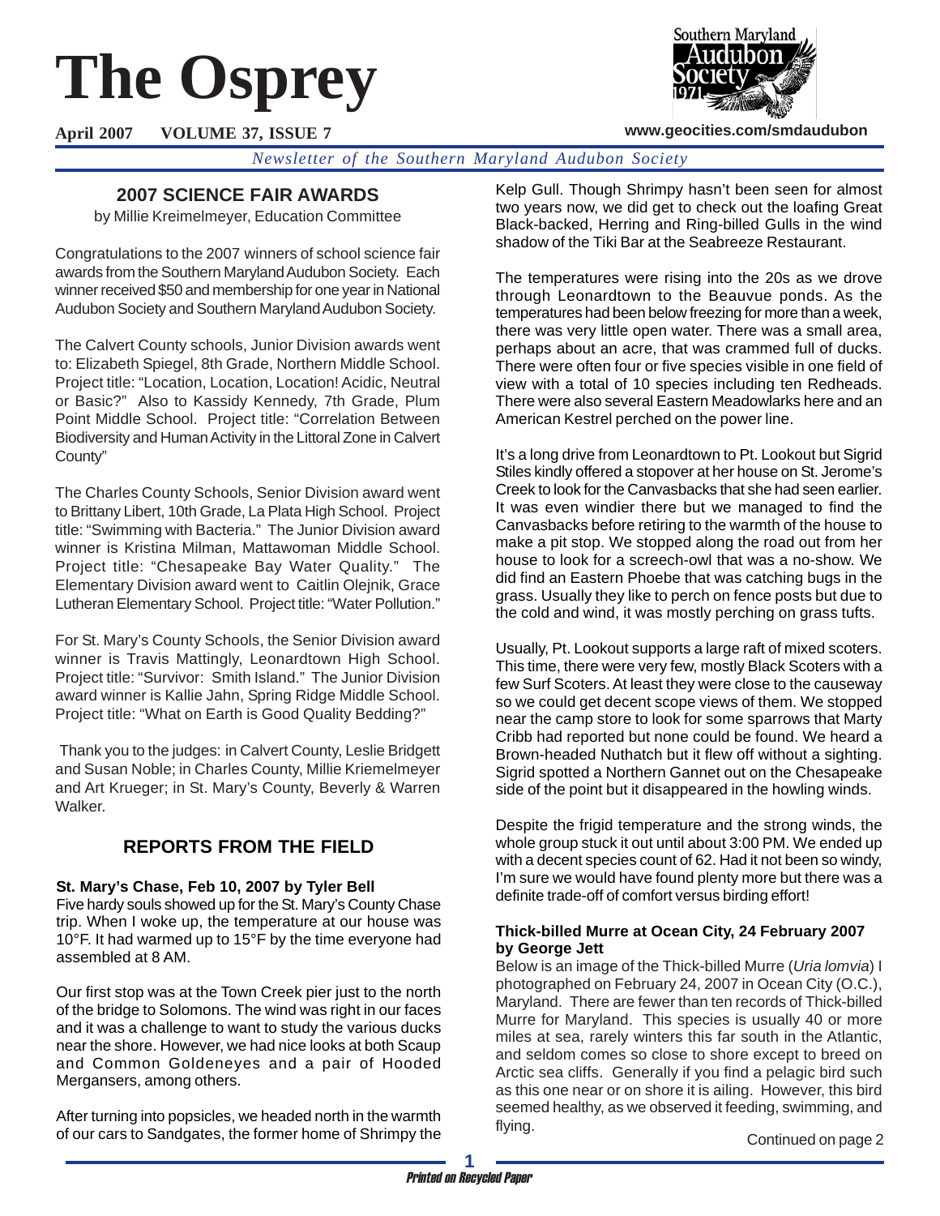# The Osprey

**April 2007 VOLUME 37, ISSUE 7**

**www.geocities.com/smdaudubon**

*Newsletter of the Southern Maryland Audubon Society*

## 2007 SCIENCE FAIR AWARDS

by Millie Kreimelmeyer, Education Committee

Congratulations to the 2007 winners of school science fair awards from the Southern Maryland Audubon Society. Each winner received $50 and membership for one year in National Audubon Society and Southern Maryland Audubon Society.

The Calvert County schools, Junior Division awards went to: Elizabeth Spiegel, 8th Grade, Northern Middle School. Project title: "Location, Location, Location! Acidic, Neutral or Basic?" Also to Kassidy Kennedy, 7th Grade, Plum Point Middle School. Project title: "Correlation Between Biodiversity and Human Activity in the Littoral Zone in Calvert County"

The Charles County Schools, Senior Division award went to Brittany Libert, 10th Grade, La Plata High School. Project title: "Swimming with Bacteria." The Junior Division award winner is Kristina Milman, Mattawoman Middle School. Project title: "Chesapeake Bay Water Quality." The Elementary Division award went to Caitlin Olejnik, Grace Lutheran Elementary School. Project title: "Water Pollution."

For St. Mary's County Schools, the Senior Division award winner is Travis Mattingly, Leonardtown High School. Project title: "Survivor: Smith Island." The Junior Division award winner is Kallie Jahn, Spring Ridge Middle School. Project title: "What on Earth is Good Quality Bedding?"

Thank you to the judges: in Calvert County, Leslie Bridgett and Susan Noble; in Charles County, Millie Kriemelmeyer and Art Krueger; in St. Mary's County, Beverly & Warren Walker.

## REPORTS FROM THE FIELD

### St. Mary's Chase, Feb 10, 2007 by Tyler Bell

Five hardy souls showed up for the St. Mary's County Chase trip. When I woke up, the temperature at our house was 10°F. It had warmed up to 15°F by the time everyone had assembled at 8 AM.

Our first stop was at the Town Creek pier just to the north of the bridge to Solomons. The wind was right in our faces and it was a challenge to want to study the various ducks near the shore. However, we had nice looks at both Scaup and Common Goldeneyes and a pair of Hooded Mergansers, among others.

After turning into popsicles, we headed north in the warmth of our cars to Sandgates, the former home of Shrimpy the Kelp Gull. Though Shrimpy hasn't been seen for almost two years now, we did get to check out the loafing Great Black-backed, Herring and Ring-billed Gulls in the wind shadow of the Tiki Bar at the Seabreeze Restaurant.

The temperatures were rising into the 20s as we drove through Leonardtown to the Beauvue ponds. As the temperatures had been below freezing for more than a week, there was very little open water. There was a small area, perhaps about an acre, that was crammed full of ducks. There were often four or five species visible in one field of view with a total of 10 species including ten Redheads. There were also several Eastern Meadowlarks here and an American Kestrel perched on the power line.

It's a long drive from Leonardtown to Pt. Lookout but Sigrid Stiles kindly offered a stopover at her house on St. Jerome's Creek to look for the Canvasbacks that she had seen earlier. It was even windier there but we managed to find the Canvasbacks before retiring to the warmth of the house to make a pit stop. We stopped along the road out from her house to look for a screech-owl that was a no-show. We did find an Eastern Phoebe that was catching bugs in the grass. Usually they like to perch on fence posts but due to the cold and wind, it was mostly perching on grass tufts.

Usually, Pt. Lookout supports a large raft of mixed scoters. This time, there were very few, mostly Black Scoters with a few Surf Scoters. At least they were close to the causeway so we could get decent scope views of them. We stopped near the camp store to look for some sparrows that Marty Cribb had reported but none could be found. We heard a Brown-headed Nuthatch but it flew off without a sighting. Sigrid spotted a Northern Gannet out on the Chesapeake side of the point but it disappeared in the howling winds.

Despite the frigid temperature and the strong winds, the whole group stuck it out until about 3:00 PM. We ended up with a decent species count of 62. Had it not been so windy, I'm sure we would have found plenty more but there was a definite trade-off of comfort versus birding effort!

### Thick-billed Murre at Ocean City, 24 February 2007 by George Jett

Below is an image of the Thick-billed Murre (*Uria lomvia*) I photographed on February 24, 2007 in Ocean City (O.C.), Maryland. There are fewer than ten records of Thick-billed Murre for Maryland. This species is usually 40 or more miles at sea, rarely winters this far south in the Atlantic, and seldom comes so close to shore except to breed on Arctic sea cliffs. Generally if you find a pelagic bird such as this one near or on shore it is ailing. However, this bird seemed healthy, as we observed it feeding, swimming, and flying.

Continued on page 2

*Printed on Recycled Paper*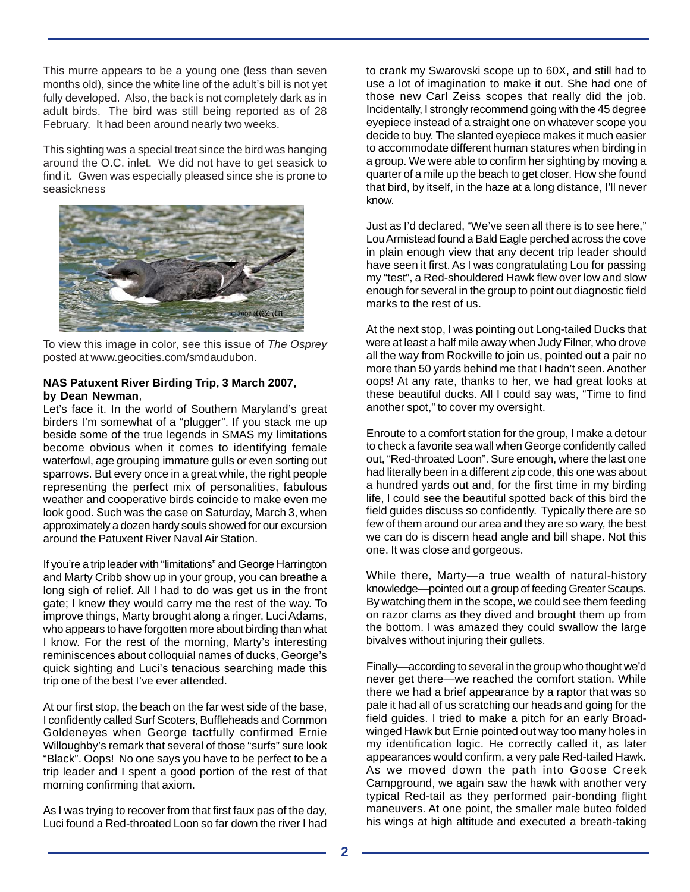This murre appears to be a young one (less than seven months old), since the white line of the adult's bill is not yet fully developed. Also, the back is not completely dark as in adult birds. The bird was still being reported as of 28 February. It had been around nearly two weeks.

This sighting was a special treat since the bird was hanging around the O.C. inlet. We did not have to get seasick to find it. Gwen was especially pleased since she is prone to seasickness

To view this image in color, see this issue of *The Osprey* posted at www.geocities.com/smdaudubon.

**NAS Patuxent River Birding Trip, 3 March 2007, by Dean Newman**,

Let's face it. In the world of Southern Maryland's great birders I'm somewhat of a "plugger". If you stack me up beside some of the true legends in SMAS my limitations become obvious when it comes to identifying female waterfowl, age grouping immature gulls or even sorting out sparrows. But every once in a great while, the right people representing the perfect mix of personalities, fabulous weather and cooperative birds coincide to make even me look good. Such was the case on Saturday, March 3, when approximately a dozen hardy souls showed for our excursion around the Patuxent River Naval Air Station.

If you're a trip leader with "limitations" and George Harrington and Marty Cribb show up in your group, you can breathe a long sigh of relief. All I had to do was get us in the front gate; I knew they would carry me the rest of the way. To improve things, Marty brought along a ringer, Luci Adams, who appears to have forgotten more about birding than what I know. For the rest of the morning, Marty's interesting reminiscences about colloquial names of ducks, George's quick sighting and Luci's tenacious searching made this trip one of the best I've ever attended.

At our first stop, the beach on the far west side of the base, I confidently called Surf Scoters, Buffleheads and Common Goldeneyes when George tactfully confirmed Ernie Willoughby's remark that several of those "surfs" sure look "Black". Oops! No one says you have to be perfect to be a trip leader and I spent a good portion of the rest of that morning confirming that axiom.

As I was trying to recover from that first faux pas of the day, Luci found a Red-throated Loon so far down the river I had to crank my Swarovski scope up to 60X, and still had to use a lot of imagination to make it out. She had one of those new Carl Zeiss scopes that really did the job. Incidentally, I strongly recommend going with the 45 degree eyepiece instead of a straight one on whatever scope you decide to buy. The slanted eyepiece makes it much easier to accommodate different human statures when birding in a group. We were able to confirm her sighting by moving a quarter of a mile up the beach to get closer. How she found that bird, by itself, in the haze at a long distance, I'll never know.

Just as I'd declared, "We've seen all there is to see here," Lou Armistead found a Bald Eagle perched across the cove in plain enough view that any decent trip leader should have seen it first. As I was congratulating Lou for passing my "test", a Red-shouldered Hawk flew over low and slow enough for several in the group to point out diagnostic field marks to the rest of us.

At the next stop, I was pointing out Long-tailed Ducks that were at least a half mile away when Judy Filner, who drove all the way from Rockville to join us, pointed out a pair no more than 50 yards behind me that I hadn't seen. Another oops! At any rate, thanks to her, we had great looks at these beautiful ducks. All I could say was, "Time to find another spot," to cover my oversight.

Enroute to a comfort station for the group, I make a detour to check a favorite sea wall when George confidently called out, "Red-throated Loon". Sure enough, where the last one had literally been in a different zip code, this one was about a hundred yards out and, for the first time in my birding life, I could see the beautiful spotted back of this bird the field guides discuss so confidently. Typically there are so few of them around our area and they are so wary, the best we can do is discern head angle and bill shape. Not this one. It was close and gorgeous.

While there, Marty—a true wealth of natural-history knowledge—pointed out a group of feeding Greater Scaups. By watching them in the scope, we could see them feeding on razor clams as they dived and brought them up from the bottom. I was amazed they could swallow the large bivalves without injuring their gullets.

Finally—according to several in the group who thought we'd never get there—we reached the comfort station. While there we had a brief appearance by a raptor that was so pale it had all of us scratching our heads and going for the field guides. I tried to make a pitch for an early Broad-winged Hawk but Ernie pointed out way too many holes in my identification logic. He correctly called it, as later appearances would confirm, a very pale Red-tailed Hawk. As we moved down the path into Goose Creek Campground, we again saw the hawk with another very typical Red-tail as they performed pair-bonding flight maneuvers. At one point, the smaller male buteo folded his wings at high altitude and executed a breath-taking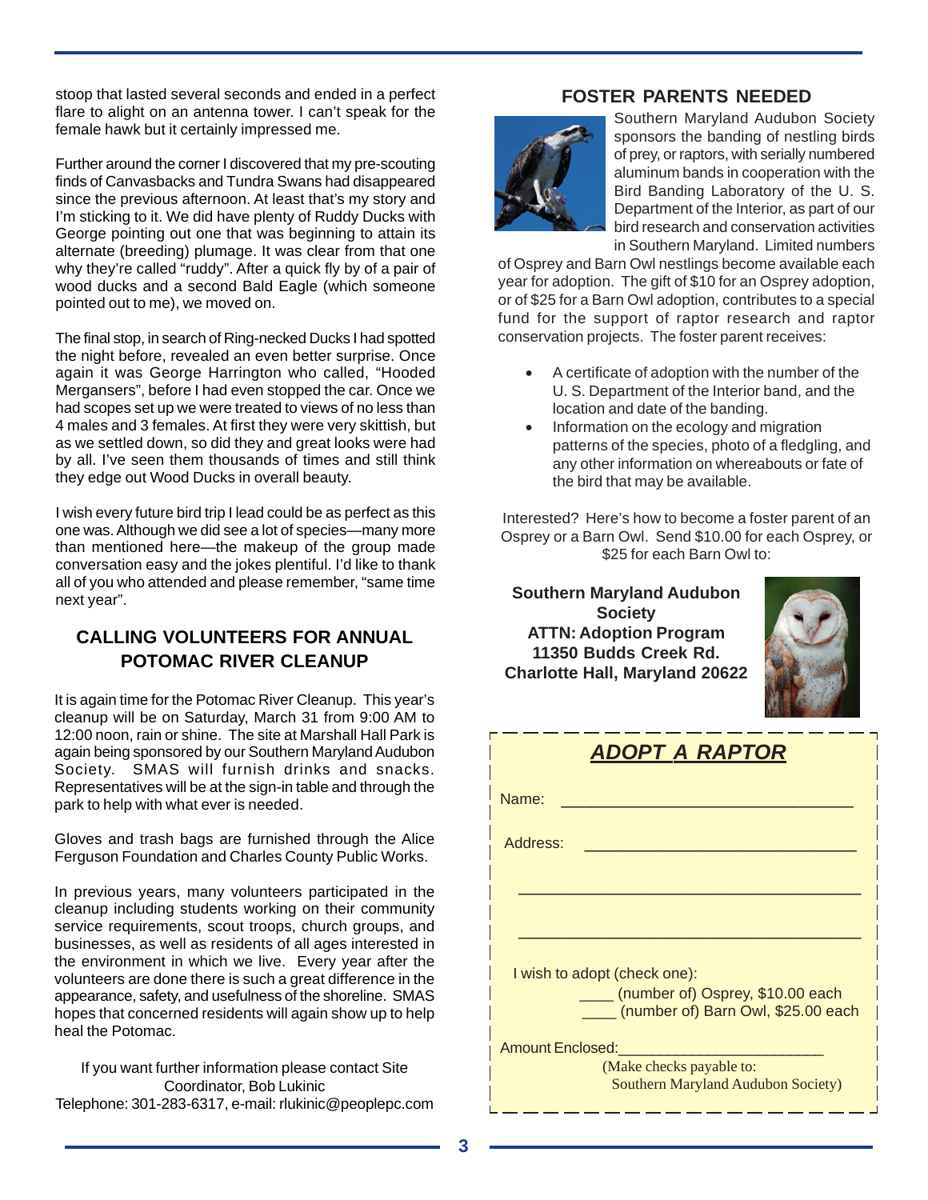stoop that lasted several seconds and ended in a perfect flare to alight on an antenna tower. I can't speak for the female hawk but it certainly impressed me.

Further around the corner I discovered that my pre-scouting finds of Canvasbacks and Tundra Swans had disappeared since the previous afternoon. At least that's my story and I'm sticking to it. We did have plenty of Ruddy Ducks with George pointing out one that was beginning to attain its alternate (breeding) plumage. It was clear from that one why they're called "ruddy". After a quick fly by of a pair of wood ducks and a second Bald Eagle (which someone pointed out to me), we moved on.

The final stop, in search of Ring-necked Ducks I had spotted the night before, revealed an even better surprise. Once again it was George Harrington who called, "Hooded Mergansers", before I had even stopped the car. Once we had scopes set up we were treated to views of no less than 4 males and 3 females. At first they were very skittish, but as we settled down, so did they and great looks were had by all. I've seen them thousands of times and still think they edge out Wood Ducks in overall beauty.

I wish every future bird trip I lead could be as perfect as this one was. Although we did see a lot of species—many more than mentioned here—the makeup of the group made conversation easy and the jokes plentiful. I'd like to thank all of you who attended and please remember, "same time next year".

## CALLING VOLUNTEERS FOR ANNUAL POTOMAC RIVER CLEANUP

It is again time for the Potomac River Cleanup. This year's cleanup will be on Saturday, March 31 from 9:00 AM to 12:00 noon, rain or shine. The site at Marshall Hall Park is again being sponsored by our Southern Maryland Audubon Society. SMAS will furnish drinks and snacks. Representatives will be at the sign-in table and through the park to help with what ever is needed.

Gloves and trash bags are furnished through the Alice Ferguson Foundation and Charles County Public Works.

In previous years, many volunteers participated in the cleanup including students working on their community service requirements, scout troops, church groups, and businesses, as well as residents of all ages interested in the environment in which we live. Every year after the volunteers are done there is such a great difference in the appearance, safety, and usefulness of the shoreline. SMAS hopes that concerned residents will again show up to help heal the Potomac.

If you want further information please contact Site Coordinator, Bob Lukinic
Telephone: 301-283-6317, e-mail: rlukinic@peoplepc.com

## FOSTER PARENTS NEEDED

Southern Maryland Audubon Society sponsors the banding of nestling birds of prey, or raptors, with serially numbered aluminum bands in cooperation with the Bird Banding Laboratory of the U. S. Department of the Interior, as part of our bird research and conservation activities in Southern Maryland. Limited numbers of Osprey and Barn Owl nestlings become available each year for adoption. The gift of $10 for an Osprey adoption, or of $25 for a Barn Owl adoption, contributes to a special fund for the support of raptor research and raptor conservation projects. The foster parent receives:

- A certificate of adoption with the number of the U. S. Department of the Interior band, and the location and date of the banding.
- Information on the ecology and migration patterns of the species, photo of a fledgling, and any other information on whereabouts or fate of the bird that may be available.

Interested? Here's how to become a foster parent of an Osprey or a Barn Owl. Send $10.00 for each Osprey, or $25 for each Barn Owl to:

**Southern Maryland Audubon Society**
**ATTN: Adoption Program**
**11350 Budds Creek Rd.**
**Charlotte Hall, Maryland 20622**

## *ADOPT A RAPTOR*

Name: ________________________________

Address: ______________________________

________________________________________

________________________________________

I wish to adopt (check one):

____ (number of) Osprey, $10.00 each
____ (number of) Barn Owl, $25.00 each

Amount Enclosed:_______________________

(Make checks payable to:
Southern Maryland Audubon Society)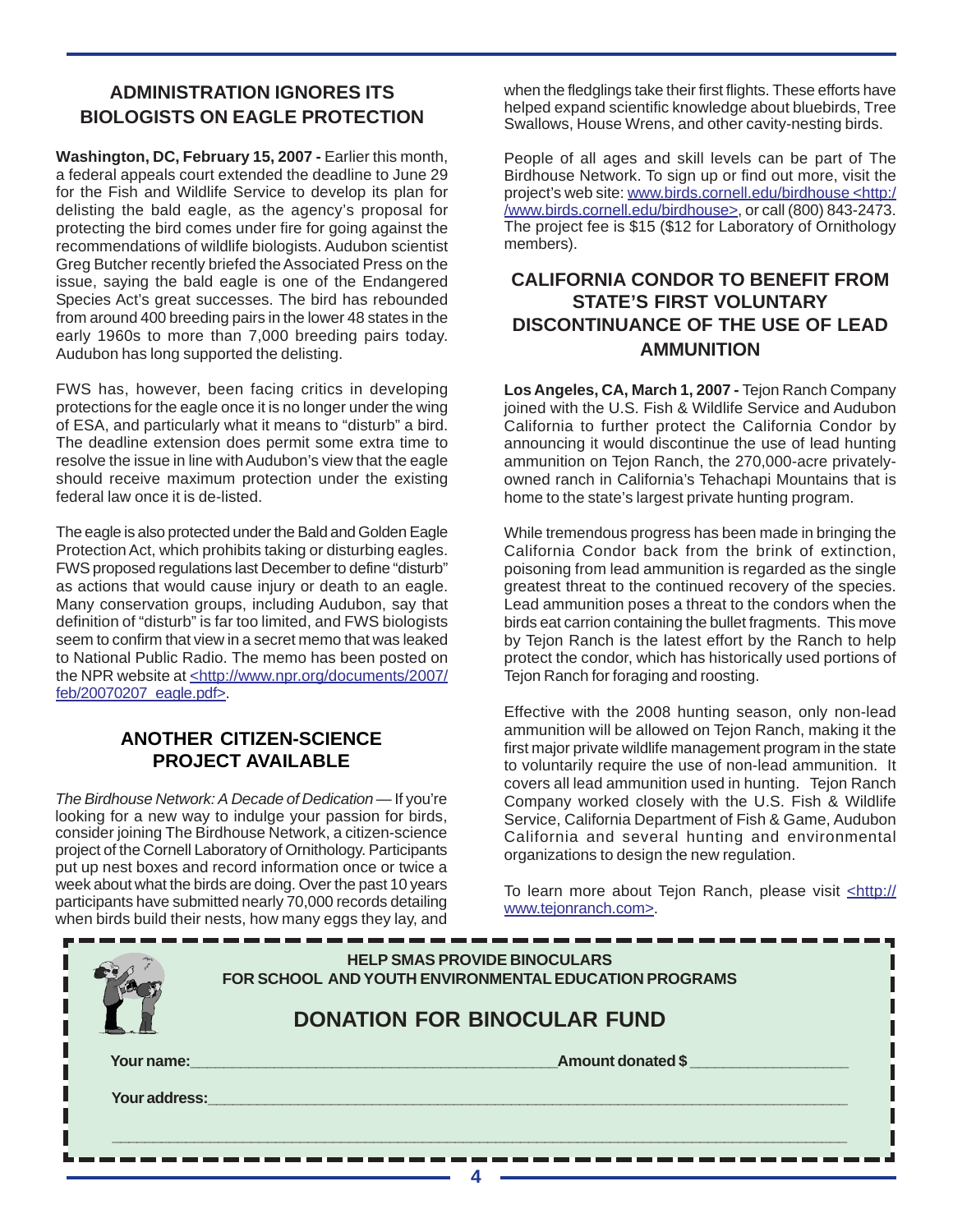## ADMINISTRATION IGNORES ITS BIOLOGISTS ON EAGLE PROTECTION

**Washington, DC, February 15, 2007 -** Earlier this month, a federal appeals court extended the deadline to June 29 for the Fish and Wildlife Service to develop its plan for delisting the bald eagle, as the agency's proposal for protecting the bird comes under fire for going against the recommendations of wildlife biologists. Audubon scientist Greg Butcher recently briefed the Associated Press on the issue, saying the bald eagle is one of the Endangered Species Act's great successes. The bird has rebounded from around 400 breeding pairs in the lower 48 states in the early 1960s to more than 7,000 breeding pairs today. Audubon has long supported the delisting.

FWS has, however, been facing critics in developing protections for the eagle once it is no longer under the wing of ESA, and particularly what it means to "disturb" a bird. The deadline extension does permit some extra time to resolve the issue in line with Audubon's view that the eagle should receive maximum protection under the existing federal law once it is de-listed.

The eagle is also protected under the Bald and Golden Eagle Protection Act, which prohibits taking or disturbing eagles. FWS proposed regulations last December to define "disturb" as actions that would cause injury or death to an eagle. Many conservation groups, including Audubon, say that definition of "disturb" is far too limited, and FWS biologists seem to confirm that view in a secret memo that was leaked to National Public Radio. The memo has been posted on the NPR website at <http://www.npr.org/documents/2007/feb/20070207_eagle.pdf>.

## ANOTHER CITIZEN-SCIENCE PROJECT AVAILABLE

*The Birdhouse Network: A Decade of Dedication* — If you're looking for a new way to indulge your passion for birds, consider joining The Birdhouse Network, a citizen-science project of the Cornell Laboratory of Ornithology. Participants put up nest boxes and record information once or twice a week about what the birds are doing. Over the past 10 years participants have submitted nearly 70,000 records detailing when birds build their nests, how many eggs they lay, and when the fledglings take their first flights. These efforts have helped expand scientific knowledge about bluebirds, Tree Swallows, House Wrens, and other cavity-nesting birds.

People of all ages and skill levels can be part of The Birdhouse Network. To sign up or find out more, visit the project's web site: www.birds.cornell.edu/birdhouse <http://www.birds.cornell.edu/birdhouse>, or call (800) 843-2473. The project fee is $15 ($12 for Laboratory of Ornithology members).

## CALIFORNIA CONDOR TO BENEFIT FROM STATE'S FIRST VOLUNTARY DISCONTINUANCE OF THE USE OF LEAD AMMUNITION

**Los Angeles, CA, March 1, 2007 -** Tejon Ranch Company joined with the U.S. Fish & Wildlife Service and Audubon California to further protect the California Condor by announcing it would discontinue the use of lead hunting ammunition on Tejon Ranch, the 270,000-acre privately-owned ranch in California's Tehachapi Mountains that is home to the state's largest private hunting program.

While tremendous progress has been made in bringing the California Condor back from the brink of extinction, poisoning from lead ammunition is regarded as the single greatest threat to the continued recovery of the species. Lead ammunition poses a threat to the condors when the birds eat carrion containing the bullet fragments. This move by Tejon Ranch is the latest effort by the Ranch to help protect the condor, which has historically used portions of Tejon Ranch for foraging and roosting.

Effective with the 2008 hunting season, only non-lead ammunition will be allowed on Tejon Ranch, making it the first major private wildlife management program in the state to voluntarily require the use of non-lead ammunition. It covers all lead ammunition used in hunting. Tejon Ranch Company worked closely with the U.S. Fish & Wildlife Service, California Department of Fish & Game, Audubon California and several hunting and environmental organizations to design the new regulation.

To learn more about Tejon Ranch, please visit <http://www.tejonranch.com>.

---

**HELP SMAS PROVIDE BINOCULARS FOR SCHOOL AND YOUTH ENVIRONMENTAL EDUCATION PROGRAMS**

## DONATION FOR BINOCULAR FUND

**Your name:**\_\_\_\_\_\_\_\_\_\_\_\_\_\_\_\_\_\_\_\_\_\_\_\_\_\_\_\_\_\_ **Amount donated $** \_\_\_\_\_\_\_\_\_\_\_\_\_\_

**Your address:**\_\_\_\_\_\_\_\_\_\_\_\_\_\_\_\_\_\_\_\_\_\_\_\_\_\_\_\_\_\_\_\_\_\_\_\_\_\_\_\_\_\_\_\_\_\_

\_\_\_\_\_\_\_\_\_\_\_\_\_\_\_\_\_\_\_\_\_\_\_\_\_\_\_\_\_\_\_\_\_\_\_\_\_\_\_\_\_\_\_\_\_\_\_\_\_\_\_\_\_\_\_\_\_\_\_\_\_\_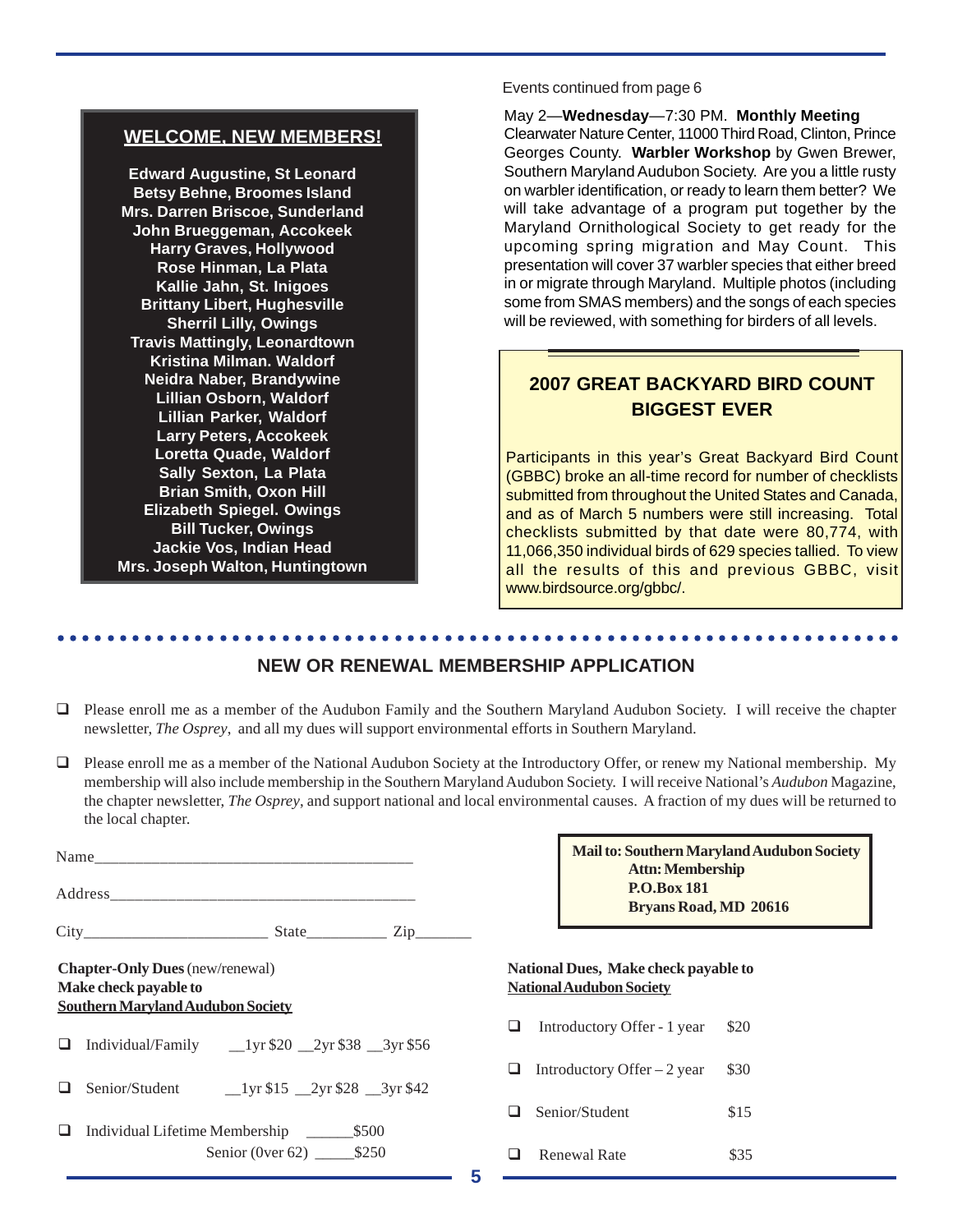## WELCOME, NEW MEMBERS!

**Edward Augustine, St Leonard**
**Betsy Behne, Broomes Island**
**Mrs. Darren Briscoe, Sunderland**
**John Brueggeman, Accokeek**
**Harry Graves, Hollywood**
**Rose Hinman, La Plata**
**Kallie Jahn, St. Inigoes**
**Brittany Libert, Hughesville**
**Sherril Lilly, Owings**
**Travis Mattingly, Leonardtown**
**Kristina Milman. Waldorf**
**Neidra Naber, Brandywine**
**Lillian Osborn, Waldorf**
**Lillian Parker, Waldorf**
**Larry Peters, Accokeek**
**Loretta Quade, Waldorf**
**Sally Sexton, La Plata**
**Brian Smith, Oxon Hill**
**Elizabeth Spiegel. Owings**
**Bill Tucker, Owings**
**Jackie Vos, Indian Head**
**Mrs. Joseph Walton, Huntingtown**

Events continued from page 6

May 2—**Wednesday**—7:30 PM. **Monthly Meeting** Clearwater Nature Center, 11000 Third Road, Clinton, Prince Georges County. **Warbler Workshop** by Gwen Brewer, Southern Maryland Audubon Society. Are you a little rusty on warbler identification, or ready to learn them better? We will take advantage of a program put together by the Maryland Ornithological Society to get ready for the upcoming spring migration and May Count. This presentation will cover 37 warbler species that either breed in or migrate through Maryland. Multiple photos (including some from SMAS members) and the songs of each species will be reviewed, with something for birders of all levels.

## 2007 GREAT BACKYARD BIRD COUNT BIGGEST EVER

Participants in this year's Great Backyard Bird Count (GBBC) broke an all-time record for number of checklists submitted from throughout the United States and Canada, and as of March 5 numbers were still increasing. Total checklists submitted by that date were 80,774, with 11,066,350 individual birds of 629 species tallied. To view all the results of this and previous GBBC, visit www.birdsource.org/gbbc/.

## NEW OR RENEWAL MEMBERSHIP APPLICATION

- ❑ Please enroll me as a member of the Audubon Family and the Southern Maryland Audubon Society. I will receive the chapter newsletter, *The Osprey*, and all my dues will support environmental efforts in Southern Maryland.
- ❑ Please enroll me as a member of the National Audubon Society at the Introductory Offer, or renew my National membership. My membership will also include membership in the Southern Maryland Audubon Society. I will receive National's *Audubon* Magazine, the chapter newsletter, *The Osprey*, and support national and local environmental causes. A fraction of my dues will be returned to the local chapter.

Name________________________________________

Address______________________________________

City______________________ State__________ Zip_______

**Mail to: Southern Maryland Audubon Society**
**Attn: Membership**
**P.O.Box 181**
**Bryans Road, MD 20616**

**Chapter-Only Dues** (new/renewal)
**Make check payable to**
**Southern Maryland Audubon Society**

- ❑ Individual/Family __1yr $20 __2yr $38 __3yr $56
- ❑ Senior/Student __1yr $15 __2yr $28 __3yr $42
- ❑ Individual Lifetime Membership ______$500
  Senior (0ver 62) _____$250

**National Dues, Make check payable to**
**National Audubon Society**

- ❑ Introductory Offer - 1 year $20
- ❑ Introductory Offer – 2 year $30
- ❑ Senior/Student $15
- ❑ Renewal Rate $35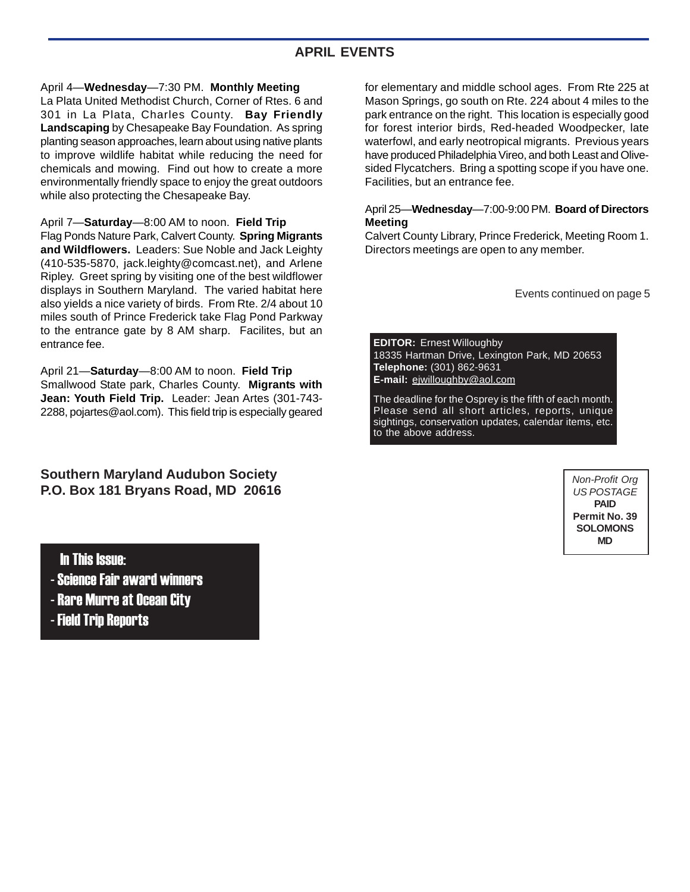## APRIL EVENTS

April 4—**Wednesday**—7:30 PM. **Monthly Meeting**
La Plata United Methodist Church, Corner of Rtes. 6 and 301 in La Plata, Charles County. **Bay Friendly Landscaping** by Chesapeake Bay Foundation. As spring planting season approaches, learn about using native plants to improve wildlife habitat while reducing the need for chemicals and mowing. Find out how to create a more environmentally friendly space to enjoy the great outdoors while also protecting the Chesapeake Bay.

April 7—**Saturday**—8:00 AM to noon. **Field Trip**
Flag Ponds Nature Park, Calvert County. **Spring Migrants and Wildflowers.** Leaders: Sue Noble and Jack Leighty (410-535-5870, jack.leighty@comcast.net), and Arlene Ripley. Greet spring by visiting one of the best wildflower displays in Southern Maryland. The varied habitat here also yields a nice variety of birds. From Rte. 2/4 about 10 miles south of Prince Frederick take Flag Pond Parkway to the entrance gate by 8 AM sharp. Facilites, but an entrance fee.

April 21—**Saturday**—8:00 AM to noon. **Field Trip**
Smallwood State park, Charles County. **Migrants with Jean: Youth Field Trip.** Leader: Jean Artes (301-743-2288, pojartes@aol.com). This field trip is especially geared for elementary and middle school ages. From Rte 225 at Mason Springs, go south on Rte. 224 about 4 miles to the park entrance on the right. This location is especially good for forest interior birds, Red-headed Woodpecker, late waterfowl, and early neotropical migrants. Previous years have produced Philadelphia Vireo, and both Least and Olive-sided Flycatchers. Bring a spotting scope if you have one. Facilities, but an entrance fee.

April 25—**Wednesday**—7:00-9:00 PM. **Board of Directors Meeting**
Calvert County Library, Prince Frederick, Meeting Room 1. Directors meetings are open to any member.

Events continued on page 5

**EDITOR:** Ernest Willoughby
18335 Hartman Drive, Lexington Park, MD 20653
**Telephone:** (301) 862-9631
**E-mail:** ejwilloughby@aol.com

The deadline for the Osprey is the fifth of each month. Please send all short articles, reports, unique sightings, conservation updates, calendar items, etc. to the above address.

**Southern Maryland Audubon Society**
**P.O. Box 181 Bryans Road, MD 20616**

*Non-Profit Org*
*US POSTAGE*
**PAID**
**Permit No. 39**
**SOLOMONS**
**MD**

**In This Issue:**

- Science Fair award winners
- Rare Murre at Ocean City
- Field Trip Reports